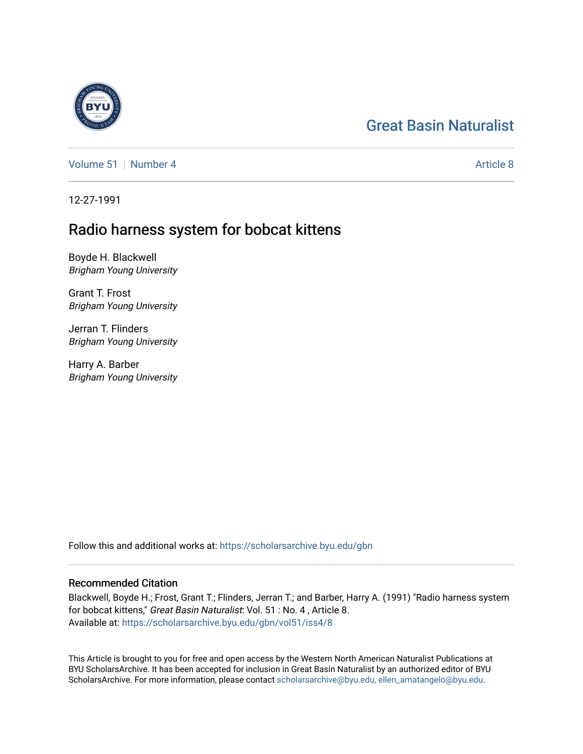Great Basin Naturalist

Volume 51 | Number 4 | Article 8

12-27-1991

# Radio harness system for bobcat kittens

Boyde H. Blackwell
*Brigham Young University*

Grant T. Frost
*Brigham Young University*

Jerran T. Flinders
*Brigham Young University*

Harry A. Barber
*Brigham Young University*

Follow this and additional works at: https://scholarsarchive.byu.edu/gbn

## Recommended Citation

Blackwell, Boyde H.; Frost, Grant T.; Flinders, Jerran T.; and Barber, Harry A. (1991) "Radio harness system for bobcat kittens," *Great Basin Naturalist*: Vol. 51 : No. 4 , Article 8.
Available at: https://scholarsarchive.byu.edu/gbn/vol51/iss4/8

This Article is brought to you for free and open access by the Western North American Naturalist Publications at BYU ScholarsArchive. It has been accepted for inclusion in Great Basin Naturalist by an authorized editor of BYU ScholarsArchive. For more information, please contact scholarsarchive@byu.edu, ellen_amatangelo@byu.edu.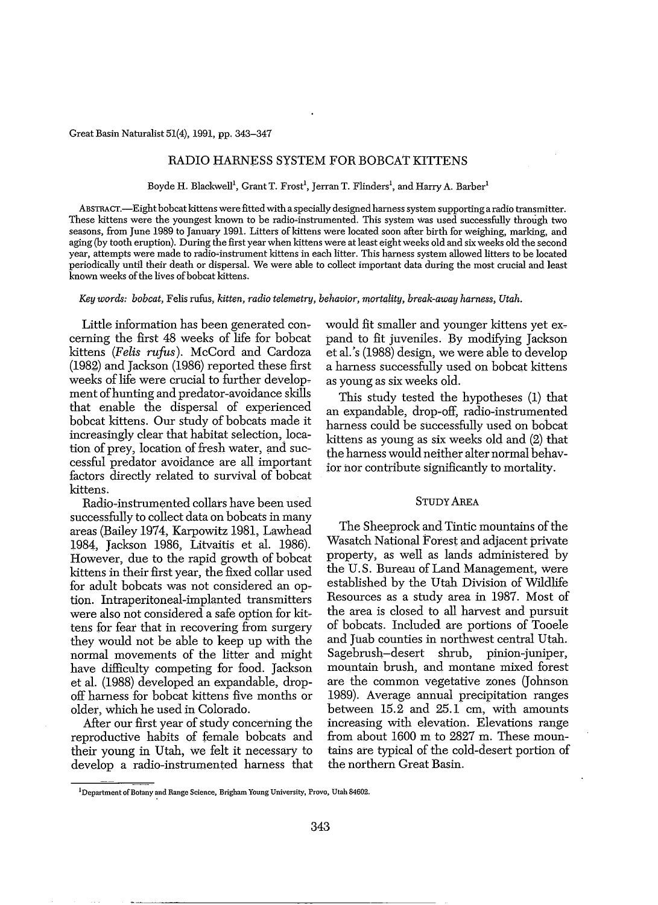# RADIO HARNESS SYSTEM FOR BOBCAT KITTENS

Boyde H. Blackwell[1], Grant T. Frost[1], Jerran T. Flinders[1], and Harry A. Barber[1]

ABSTRACT.—Eight bobcat kittens were fitted with a specially designed harness system supporting a radio transmitter. These kittens were the youngest known to be radio-instrumented. This system was used successfully through two seasons, from June 1989 to January 1991. Litters of kittens were located soon after birth for weighing, marking, and aging (by tooth eruption). During the first year when kittens were at least eight weeks old and six weeks old the second year, attempts were made to radio-instrument kittens in each litter. This harness system allowed litters to be located periodically until their death or dispersal. We were able to collect important data during the most crucial and least known weeks of the lives of bobcat kittens.

*Key words: bobcat,* Felis rufus, *kitten, radio telemetry, behavior, mortality, break-away harness, Utah.*

Little information has been generated concerning the first 48 weeks of life for bobcat kittens (*Felis rufus*). McCord and Cardoza (1982) and Jackson (1986) reported these first weeks of life were crucial to further development of hunting and predator-avoidance skills that enable the dispersal of experienced bobcat kittens. Our study of bobcats made it increasingly clear that habitat selection, location of prey, location of fresh water, and successful predator avoidance are all important factors directly related to survival of bobcat kittens.

Radio-instrumented collars have been used successfully to collect data on bobcats in many areas (Bailey 1974, Karpowitz 1981, Lawhead 1984, Jackson 1986, Litvaitis et al. 1986). However, due to the rapid growth of bobcat kittens in their first year, the fixed collar used for adult bobcats was not considered an option. Intraperitoneal-implanted transmitters were also not considered a safe option for kittens for fear that in recovering from surgery they would not be able to keep up with the normal movements of the litter and might have difficulty competing for food. Jackson et al. (1988) developed an expandable, drop-off harness for bobcat kittens five months or older, which he used in Colorado.

After our first year of study concerning the reproductive habits of female bobcats and their young in Utah, we felt it necessary to develop a radio-instrumented harness that would fit smaller and younger kittens yet expand to fit juveniles. By modifying Jackson et al.'s (1988) design, we were able to develop a harness successfully used on bobcat kittens as young as six weeks old.

This study tested the hypotheses (1) that an expandable, drop-off, radio-instrumented harness could be successfully used on bobcat kittens as young as six weeks old and (2) that the harness would neither alter normal behavior nor contribute significantly to mortality.

## STUDY AREA

The Sheeprock and Tintic mountains of the Wasatch National Forest and adjacent private property, as well as lands administered by the U.S. Bureau of Land Management, were established by the Utah Division of Wildlife Resources as a study area in 1987. Most of the area is closed to all harvest and pursuit of bobcats. Included are portions of Tooele and Juab counties in northwest central Utah. Sagebrush–desert shrub, pinion-juniper, mountain brush, and montane mixed forest are the common vegetative zones (Johnson 1989). Average annual precipitation ranges between 15.2 and 25.1 cm, with amounts increasing with elevation. Elevations range from about 1600 m to 2827 m. These mountains are typical of the cold-desert portion of the northern Great Basin.

[1]Department of Botany and Range Science, Brigham Young University, Provo, Utah 84602.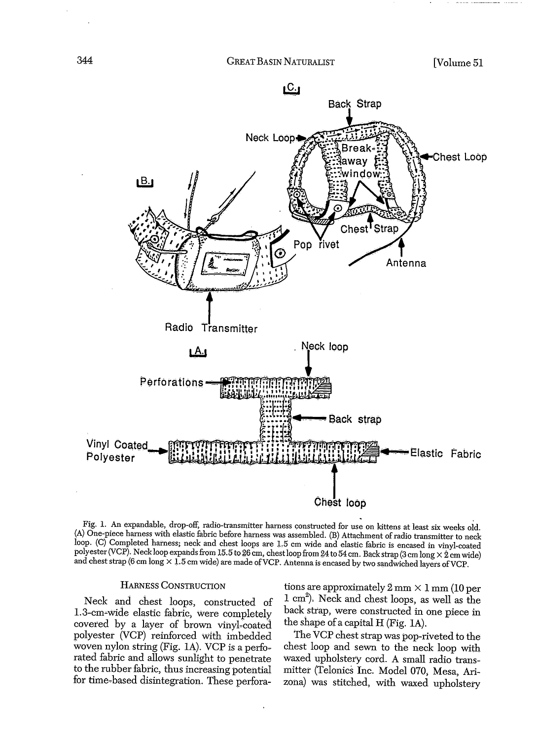Fig. 1. An expandable, drop-off, radio-transmitter harness constructed for use on kittens at least six weeks old. (A) One-piece harness with elastic fabric before harness was assembled. (B) Attachment of radio transmitter to neck loop. (C) Completed harness; neck and chest loops are 1.5 cm wide and elastic fabric is encased in vinyl-coated polyester (VCP). Neck loop expands from 15.5 to 26 cm, chest loop from 24 to 54 cm. Back strap (3 cm long × 2 cm wide) and chest strap (6 cm long × 1.5 cm wide) are made of VCP. Antenna is encased by two sandwiched layers of VCP.

## Harness Construction

Neck and chest loops, constructed of 1.3-cm-wide elastic fabric, were completely covered by a layer of brown vinyl-coated polyester (VCP) reinforced with imbedded woven nylon string (Fig. 1A). VCP is a perforated fabric and allows sunlight to penetrate to the rubber fabric, thus increasing potential for time-based disintegration. These perforations are approximately 2 mm × 1 mm (10 per 1 cm$^2$). Neck and chest loops, as well as the back strap, were constructed in one piece in the shape of a capital H (Fig. 1A).

The VCP chest strap was pop-riveted to the chest loop and sewn to the neck loop with waxed upholstery cord. A small radio transmitter (Telonics Inc. Model 070, Mesa, Arizona) was stitched, with waxed upholstery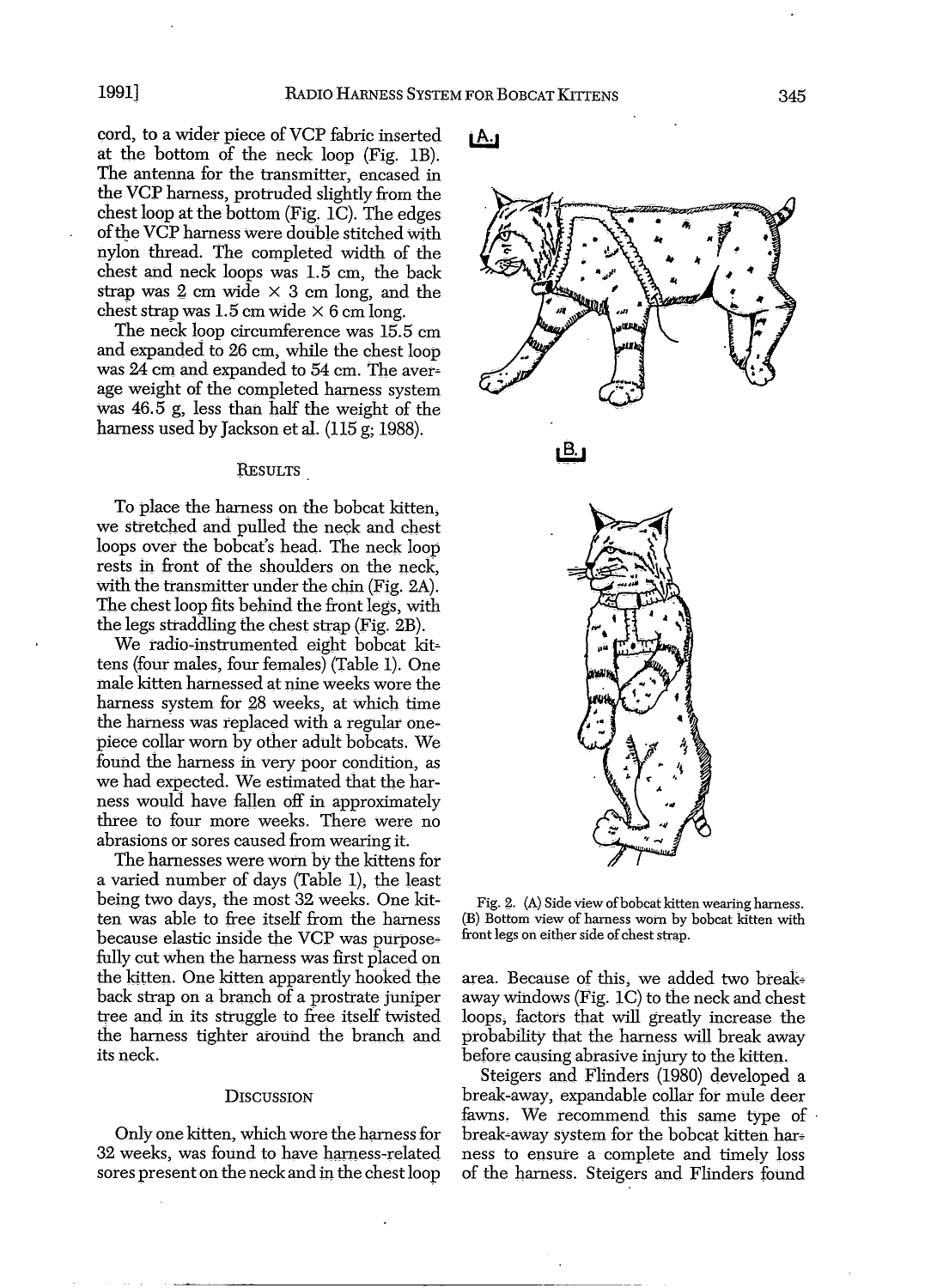cord, to a wider piece of VCP fabric inserted at the bottom of the neck loop (Fig. 1B). The antenna for the transmitter, encased in the VCP harness, protruded slightly from the chest loop at the bottom (Fig. 1C). The edges of the VCP harness were double stitched with nylon thread. The completed width of the chest and neck loops was 1.5 cm, the back strap was 2 cm wide × 3 cm long, and the chest strap was 1.5 cm wide × 6 cm long.

The neck loop circumference was 15.5 cm and expanded to 26 cm, while the chest loop was 24 cm and expanded to 54 cm. The average weight of the completed harness system was 46.5 g, less than half the weight of the harness used by Jackson et al. (115 g; 1988).

## Results

To place the harness on the bobcat kitten, we stretched and pulled the neck and chest loops over the bobcat's head. The neck loop rests in front of the shoulders on the neck, with the transmitter under the chin (Fig. 2A). The chest loop fits behind the front legs, with the legs straddling the chest strap (Fig. 2B).

We radio-instrumented eight bobcat kittens (four males, four females) (Table 1). One male kitten harnessed at nine weeks wore the harness system for 28 weeks, at which time the harness was replaced with a regular one-piece collar worn by other adult bobcats. We found the harness in very poor condition, as we had expected. We estimated that the harness would have fallen off in approximately three to four more weeks. There were no abrasions or sores caused from wearing it.

The harnesses were worn by the kittens for a varied number of days (Table 1), the least being two days, the most 32 weeks. One kitten was able to free itself from the harness because elastic inside the VCP was purposefully cut when the harness was first placed on the kitten. One kitten apparently hooked the back strap on a branch of a prostrate juniper tree and in its struggle to free itself twisted the harness tighter around the branch and its neck.

## Discussion

Only one kitten, which wore the harness for 32 weeks, was found to have harness-related sores present on the neck and in the chest loop area. Because of this, we added two break-away windows (Fig. 1C) to the neck and chest loops, factors that will greatly increase the probability that the harness will break away before causing abrasive injury to the kitten.

Steigers and Flinders (1980) developed a break-away, expandable collar for mule deer fawns. We recommend this same type of break-away system for the bobcat kitten harness to ensure a complete and timely loss of the harness. Steigers and Flinders found

Fig. 2. (A) Side view of bobcat kitten wearing harness. (B) Bottom view of harness worn by bobcat kitten with front legs on either side of chest strap.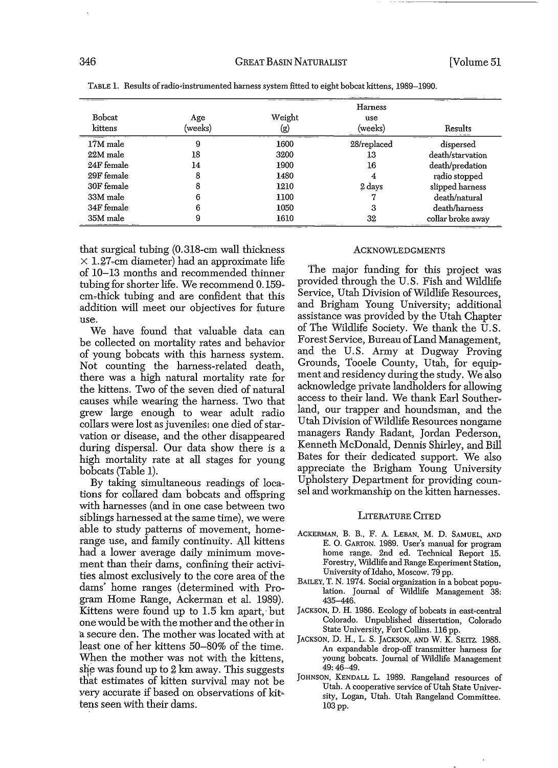TABLE 1. Results of radio-instrumented harness system fitted to eight bobcat kittens, 1989–1990.

| Bobcat kittens | Age (weeks) | Weight (g) | Harness use (weeks) | Results |
|---|---|---|---|---|
| 17M male | 9 | 1600 | 28/replaced | dispersed |
| 22M male | 18 | 3200 | 13 | death/starvation |
| 24F female | 14 | 1900 | 16 | death/predation |
| 29F female | 8 | 1480 | 4 | radio stopped |
| 30F female | 8 | 1210 | 2 days | slipped harness |
| 33M male | 6 | 1100 | 7 | death/natural |
| 34F female | 6 | 1050 | 3 | death/harness |
| 35M male | 9 | 1610 | 32 | collar broke away |

that surgical tubing (0.318-cm wall thickness × 1.27-cm diameter) had an approximate life of 10–13 months and recommended thinner tubing for shorter life. We recommend 0.159-cm-thick tubing and are confident that this addition will meet our objectives for future use.

We have found that valuable data can be collected on mortality rates and behavior of young bobcats with this harness system. Not counting the harness-related death, there was a high natural mortality rate for the kittens. Two of the seven died of natural causes while wearing the harness. Two that grew large enough to wear adult radio collars were lost as juveniles: one died of starvation or disease, and the other disappeared during dispersal. Our data show there is a high mortality rate at all stages for young bobcats (Table 1).

By taking simultaneous readings of locations for collared dam bobcats and offspring with harnesses (and in one case between two siblings harnessed at the same time), we were able to study patterns of movement, home-range use, and family continuity. All kittens had a lower average daily minimum movement than their dams, confining their activities almost exclusively to the core area of the dams' home ranges (determined with Program Home Range, Ackerman et al. 1989). Kittens were found up to 1.5 km apart, but one would be with the mother and the other in a secure den. The mother was located with at least one of her kittens 50–80% of the time. When the mother was not with the kittens, she was found up to 2 km away. This suggests that estimates of kitten survival may not be very accurate if based on observations of kittens seen with their dams.

## ACKNOWLEDGMENTS

The major funding for this project was provided through the U.S. Fish and Wildlife Service, Utah Division of Wildlife Resources, and Brigham Young University; additional assistance was provided by the Utah Chapter of The Wildlife Society. We thank the U.S. Forest Service, Bureau of Land Management, and the U.S. Army at Dugway Proving Grounds, Tooele County, Utah, for equipment and residency during the study. We also acknowledge private landholders for allowing access to their land. We thank Earl Sutherland, our trapper and houndsman, and the Utah Division of Wildlife Resources nongame managers Randy Radant, Jordan Pederson, Kenneth McDonald, Dennis Shirley, and Bill Bates for their dedicated support. We also appreciate the Brigham Young University Upholstery Department for providing counsel and workmanship on the kitten harnesses.

## LITERATURE CITED

ACKERMAN, B. B., F. A. LEBAN, M. D. SAMUEL, AND E. O. GARTON. 1989. User's manual for program home range. 2nd ed. Technical Report 15. Forestry, Wildlife and Range Experiment Station, University of Idaho, Moscow. 79 pp.

BAILEY, T. N. 1974. Social organization in a bobcat population. Journal of Wildlife Management 38: 435–446.

JACKSON, D. H. 1986. Ecology of bobcats in east-central Colorado. Unpublished dissertation, Colorado State University, Fort Collins. 116 pp.

JACKSON, D. H., L. S. JACKSON, AND W. K. SEITZ. 1988. An expandable drop-off transmitter harness for young bobcats. Journal of Wildlife Management 49: 46–49.

JOHNSON, KENDALL L. 1989. Rangeland resources of Utah. A cooperative service of Utah State University, Logan, Utah. Utah Rangeland Committee. 103 pp.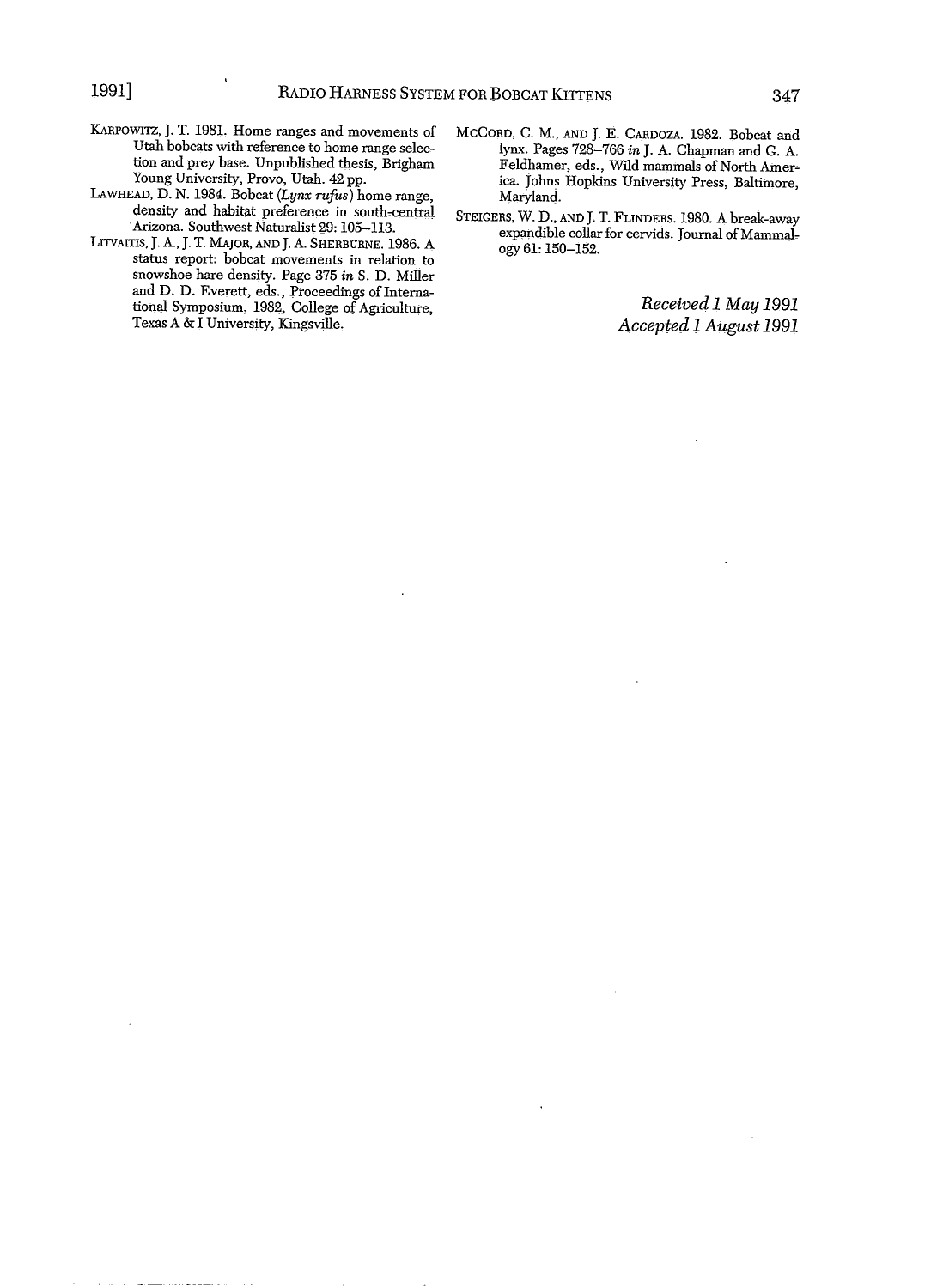KARPOWITZ, J. T. 1981. Home ranges and movements of Utah bobcats with reference to home range selection and prey base. Unpublished thesis, Brigham Young University, Provo, Utah. 42 pp.

LAWHEAD, D. N. 1984. Bobcat (*Lynx rufus*) home range, density and habitat preference in south-central Arizona. Southwest Naturalist 29: 105–113.

LITVAITIS, J. A., J. T. MAJOR, AND J. A. SHERBURNE. 1986. A status report: bobcat movements in relation to snowshoe hare density. Page 375 *in* S. D. Miller and D. D. Everett, eds., Proceedings of International Symposium, 1982, College of Agriculture, Texas A & I University, Kingsville.

MCCORD, C. M., AND J. E. CARDOZA. 1982. Bobcat and lynx. Pages 728–766 *in* J. A. Chapman and G. A. Feldhamer, eds., Wild mammals of North America. Johns Hopkins University Press, Baltimore, Maryland.

STEIGERS, W. D., AND J. T. FLINDERS. 1980. A break-away expandible collar for cervids. Journal of Mammalogy 61: 150–152.

*Received 1 May 1991*
*Accepted 1 August 1991*